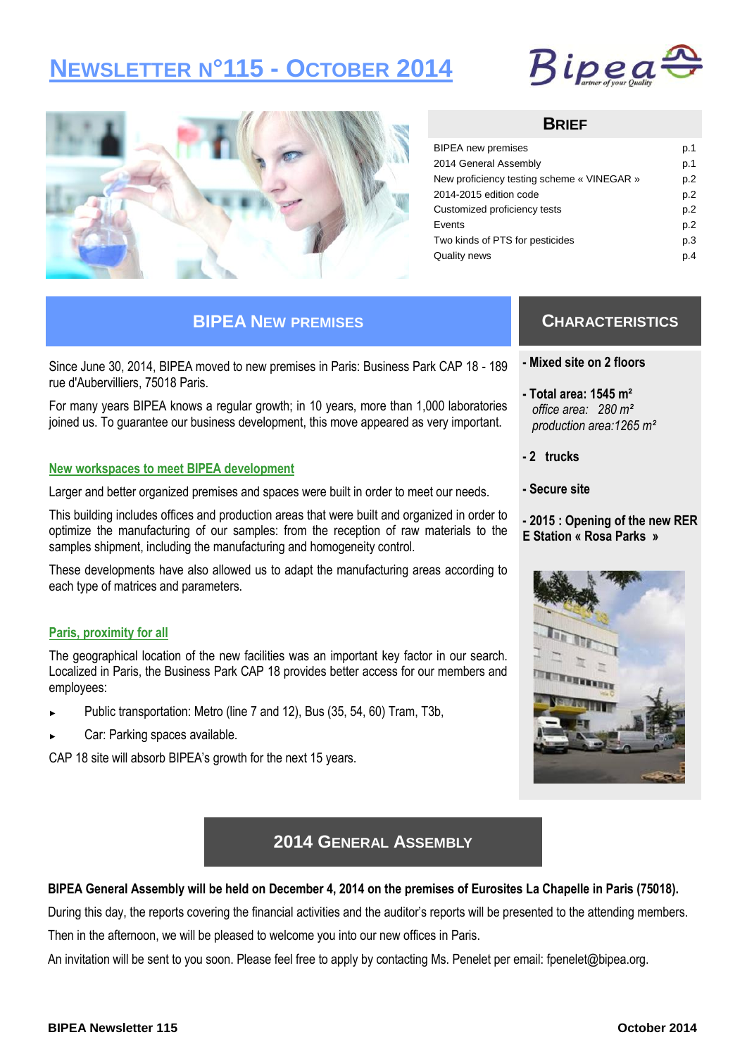# Newsletter n°115 - October 2014

## Brief

| | |
|---|---|
| BIPEA new premises | p.1 |
| 2014 General Assembly | p.1 |
| New proficiency testing scheme « VINEGAR » | p.2 |
| 2014-2015 edition code | p.2 |
| Customized proficiency tests | p.2 |
| Events | p.2 |
| Two kinds of PTS for pesticides | p.3 |
| Quality news | p.4 |

## BIPEA New premises

Since June 30, 2014, BIPEA moved to new premises in Paris: Business Park CAP 18 - 189 rue d'Aubervilliers, 75018 Paris.

For many years BIPEA knows a regular growth; in 10 years, more than 1,000 laboratories joined us. To guarantee our business development, this move appeared as very important.

### New workspaces to meet BIPEA development

Larger and better organized premises and spaces were built in order to meet our needs.

This building includes offices and production areas that were built and organized in order to optimize the manufacturing of our samples: from the reception of raw materials to the samples shipment, including the manufacturing and homogeneity control.

These developments have also allowed us to adapt the manufacturing areas according to each type of matrices and parameters.

### Paris, proximity for all

The geographical location of the new facilities was an important key factor in our search. Localized in Paris, the Business Park CAP 18 provides better access for our members and employees:

- Public transportation: Metro (line 7 and 12), Bus (35, 54, 60) Tram, T3b,
- Car: Parking spaces available.

CAP 18 site will absorb BIPEA's growth for the next 15 years.

## Characteristics

- **Mixed site on 2 floors**
- **Total area: 1545 m²**
  *office area: 280 m²*
  *production area:1265 m²*
- **2 trucks**
- **Secure site**
- **2015 : Opening of the new RER E Station « Rosa Parks »**

## 2014 General Assembly

**BIPEA General Assembly will be held on December 4, 2014 on the premises of Eurosites La Chapelle in Paris (75018).**

During this day, the reports covering the financial activities and the auditor's reports will be presented to the attending members.

Then in the afternoon, we will be pleased to welcome you into our new offices in Paris.

An invitation will be sent to you soon. Please feel free to apply by contacting Ms. Penelet per email: fpenelet@bipea.org.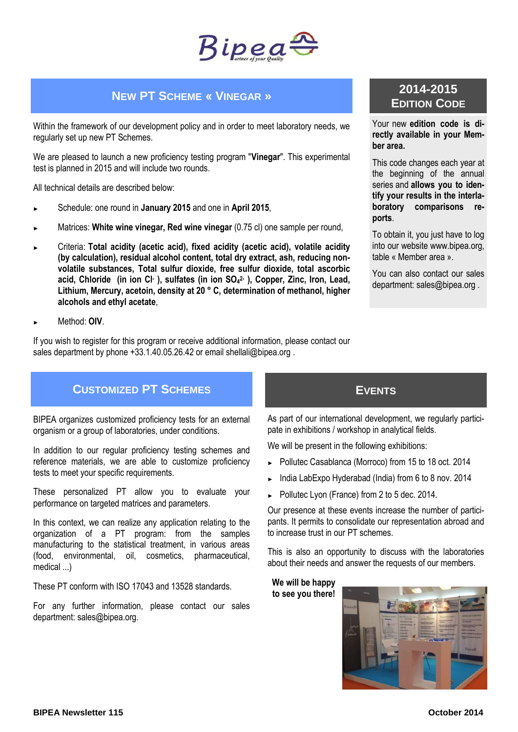# NEW PT SCHEME « VINEGAR »

Within the framework of our development policy and in order to meet laboratory needs, we regularly set up new PT Schemes.

We are pleased to launch a new proficiency testing program "**Vinegar**". This experimental test is planned in 2015 and will include two rounds.

All technical details are described below:

- Schedule: one round in **January 2015** and one in **April 2015**,
- Matrices: **White wine vinegar, Red wine vinegar** (0.75 cl) one sample per round,
- Criteria: **Total acidity (acetic acid), fixed acidity (acetic acid), volatile acidity (by calculation), residual alcohol content, total dry extract, ash, reducing non-volatile substances, Total sulfur dioxide, free sulfur dioxide, total ascorbic acid, Chloride (in ion $Cl^-$), sulfates (in ion $SO_4^{2-}$), Copper, Zinc, Iron, Lead, Lithium, Mercury, acetoin, density at 20 ° C, determination of methanol, higher alcohols and ethyl acetate**,
- Method: **OIV**.

If you wish to register for this program or receive additional information, please contact our sales department by phone +33.1.40.05.26.42 or email shellali@bipea.org .

## 2014-2015 EDITION CODE

Your new **edition code is directly available in your Member area.**

This code changes each year at the beginning of the annual series and **allows you to identify your results in the interlaboratory comparisons reports**.

To obtain it, you just have to log into our website www.bipea.org, table « Member area ».

You can also contact our sales department: sales@bipea.org .

## CUSTOMIZED PT SCHEMES

BIPEA organizes customized proficiency tests for an external organism or a group of laboratories, under conditions.

In addition to our regular proficiency testing schemes and reference materials, we are able to customize proficiency tests to meet your specific requirements.

These personalized PT allow you to evaluate your performance on targeted matrices and parameters.

In this context, we can realize any application relating to the organization of a PT program: from the samples manufacturing to the statistical treatment, in various areas (food, environmental, oil, cosmetics, pharmaceutical, medical ...)

These PT conform with ISO 17043 and 13528 standards.

For any further information, please contact our sales department: sales@bipea.org.

## EVENTS

As part of our international development, we regularly participate in exhibitions / workshop in analytical fields.

We will be present in the following exhibitions:

- Pollutec Casablanca (Morroco) from 15 to 18 oct. 2014
- India LabExpo Hyderabad (India) from 6 to 8 nov. 2014
- Pollutec Lyon (France) from 2 to 5 dec. 2014.

Our presence at these events increase the number of participants. It permits to consolidate our representation abroad and to increase trust in our PT schemes.

This is also an opportunity to discuss with the laboratories about their needs and answer the requests of our members.

**We will be happy to see you there!**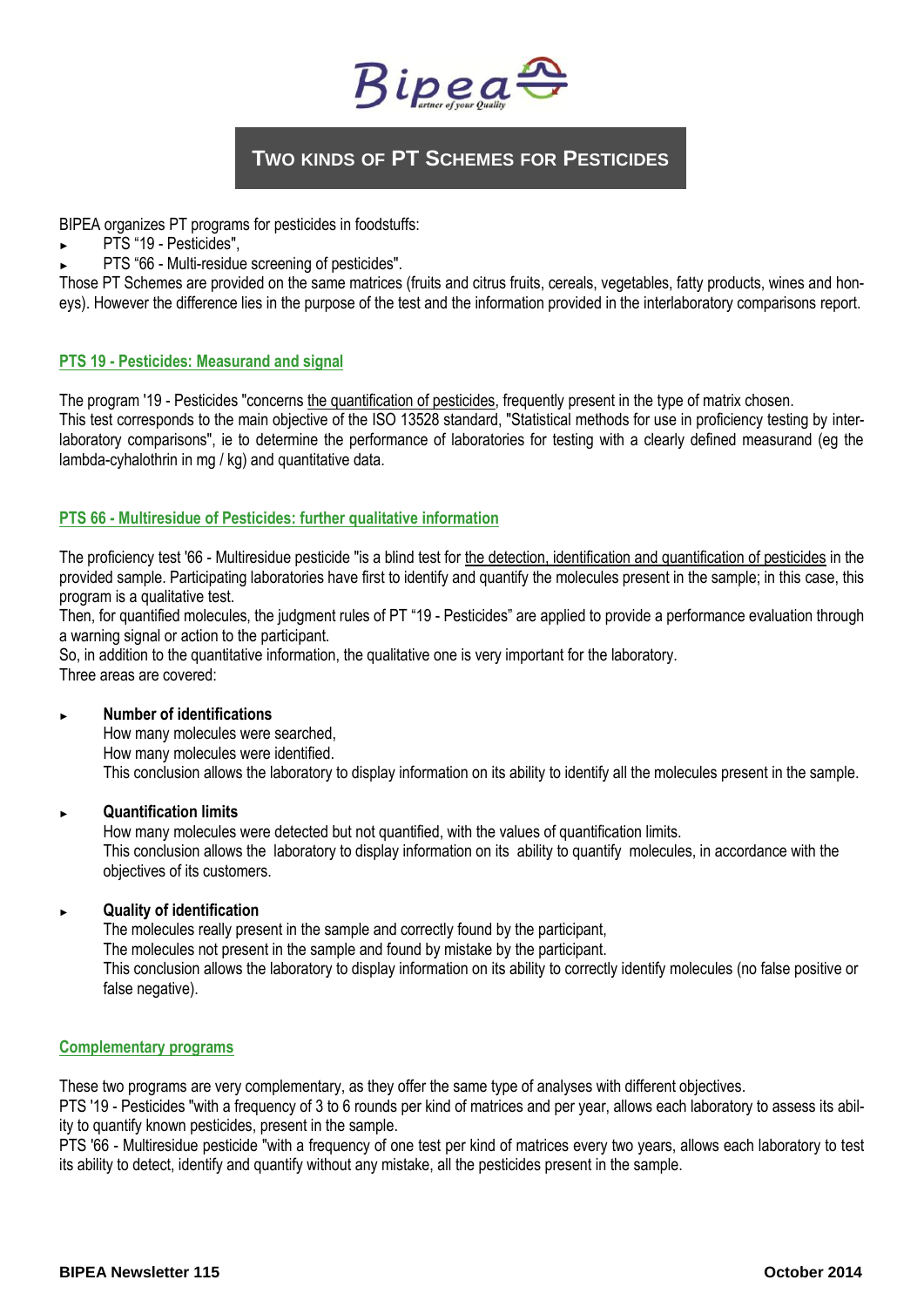# TWO KINDS OF PT SCHEMES FOR PESTICIDES

BIPEA organizes PT programs for pesticides in foodstuffs:

- PTS "19 - Pesticides",
- PTS "66 - Multi-residue screening of pesticides".

Those PT Schemes are provided on the same matrices (fruits and citrus fruits, cereals, vegetables, fatty products, wines and honeys). However the difference lies in the purpose of the test and the information provided in the interlaboratory comparisons report.

## PTS 19 - Pesticides: Measurand and signal

The program '19 - Pesticides "concerns the quantification of pesticides, frequently present in the type of matrix chosen.
This test corresponds to the main objective of the ISO 13528 standard, "Statistical methods for use in proficiency testing by interlaboratory comparisons", ie to determine the performance of laboratories for testing with a clearly defined measurand (eg the lambda-cyhalothrin in mg / kg) and quantitative data.

## PTS 66 - Multiresidue of Pesticides: further qualitative information

The proficiency test '66 - Multiresidue pesticide "is a blind test for the detection, identification and quantification of pesticides in the provided sample. Participating laboratories have first to identify and quantify the molecules present in the sample; in this case, this program is a qualitative test.
Then, for quantified molecules, the judgment rules of PT "19 - Pesticides" are applied to provide a performance evaluation through a warning signal or action to the participant.
So, in addition to the quantitative information, the qualitative one is very important for the laboratory.
Three areas are covered:

- **Number of identifications**
  How many molecules were searched,
  How many molecules were identified.
  This conclusion allows the laboratory to display information on its ability to identify all the molecules present in the sample.

- **Quantification limits**
  How many molecules were detected but not quantified, with the values of quantification limits.
  This conclusion allows the laboratory to display information on its ability to quantify molecules, in accordance with the objectives of its customers.

- **Quality of identification**
  The molecules really present in the sample and correctly found by the participant,
  The molecules not present in the sample and found by mistake by the participant.
  This conclusion allows the laboratory to display information on its ability to correctly identify molecules (no false positive or false negative).

## Complementary programs

These two programs are very complementary, as they offer the same type of analyses with different objectives.
PTS '19 - Pesticides "with a frequency of 3 to 6 rounds per kind of matrices and per year, allows each laboratory to assess its ability to quantify known pesticides, present in the sample.
PTS '66 - Multiresidue pesticide "with a frequency of one test per kind of matrices every two years, allows each laboratory to test its ability to detect, identify and quantify without any mistake, all the pesticides present in the sample.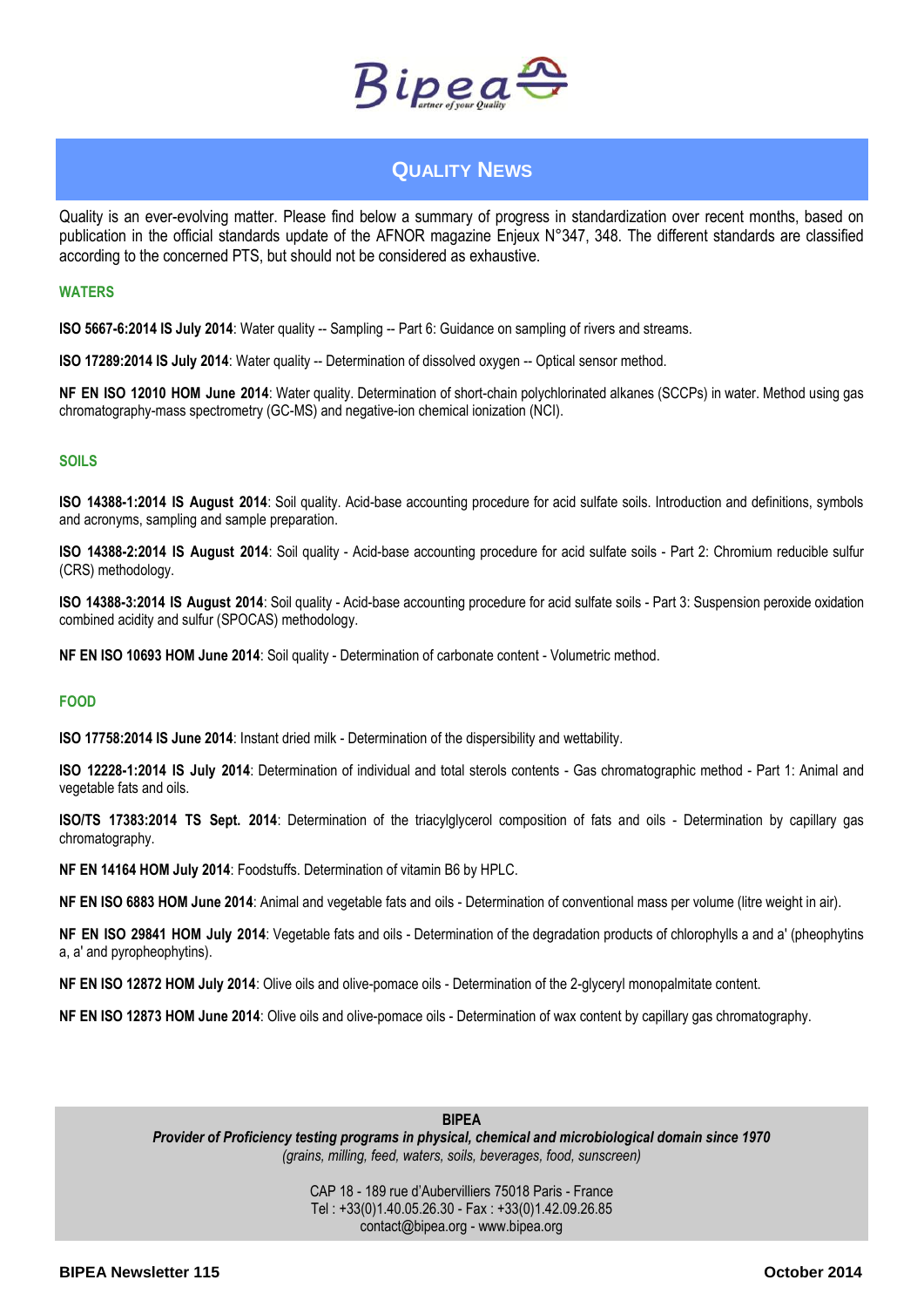## Quality News

Quality is an ever-evolving matter. Please find below a summary of progress in standardization over recent months, based on publication in the official standards update of the AFNOR magazine Enjeux N°347, 348. The different standards are classified according to the concerned PTS, but should not be considered as exhaustive.

### WATERS

**ISO 5667-6:2014 IS July 2014**: Water quality -- Sampling -- Part 6: Guidance on sampling of rivers and streams.

**ISO 17289:2014 IS July 2014**: Water quality -- Determination of dissolved oxygen -- Optical sensor method.

**NF EN ISO 12010 HOM June 2014**: Water quality. Determination of short-chain polychlorinated alkanes (SCCPs) in water. Method using gas chromatography-mass spectrometry (GC-MS) and negative-ion chemical ionization (NCI).

### SOILS

**ISO 14388-1:2014 IS August 2014**: Soil quality. Acid-base accounting procedure for acid sulfate soils. Introduction and definitions, symbols and acronyms, sampling and sample preparation.

**ISO 14388-2:2014 IS August 2014**: Soil quality - Acid-base accounting procedure for acid sulfate soils - Part 2: Chromium reducible sulfur (CRS) methodology.

**ISO 14388-3:2014 IS August 2014**: Soil quality - Acid-base accounting procedure for acid sulfate soils - Part 3: Suspension peroxide oxidation combined acidity and sulfur (SPOCAS) methodology.

**NF EN ISO 10693 HOM June 2014**: Soil quality - Determination of carbonate content - Volumetric method.

### FOOD

**ISO 17758:2014 IS June 2014**: Instant dried milk - Determination of the dispersibility and wettability.

**ISO 12228-1:2014 IS July 2014**: Determination of individual and total sterols contents - Gas chromatographic method - Part 1: Animal and vegetable fats and oils.

**ISO/TS 17383:2014 TS Sept. 2014**: Determination of the triacylglycerol composition of fats and oils - Determination by capillary gas chromatography.

**NF EN 14164 HOM July 2014**: Foodstuffs. Determination of vitamin B6 by HPLC.

**NF EN ISO 6883 HOM June 2014**: Animal and vegetable fats and oils - Determination of conventional mass per volume (litre weight in air).

**NF EN ISO 29841 HOM July 2014**: Vegetable fats and oils - Determination of the degradation products of chlorophylls a and a' (pheophytins a, a' and pyropheophytins).

**NF EN ISO 12872 HOM July 2014**: Olive oils and olive-pomace oils - Determination of the 2-glyceryl monopalmitate content.

**NF EN ISO 12873 HOM June 2014**: Olive oils and olive-pomace oils - Determination of wax content by capillary gas chromatography.

**BIPEA**

***Provider of Proficiency testing programs in physical, chemical and microbiological domain since 1970***

*(grains, milling, feed, waters, soils, beverages, food, sunscreen)*

CAP 18 - 189 rue d'Aubervilliers 75018 Paris - France
Tel : +33(0)1.40.05.26.30 - Fax : +33(0)1.42.09.26.85
contact@bipea.org - www.bipea.org